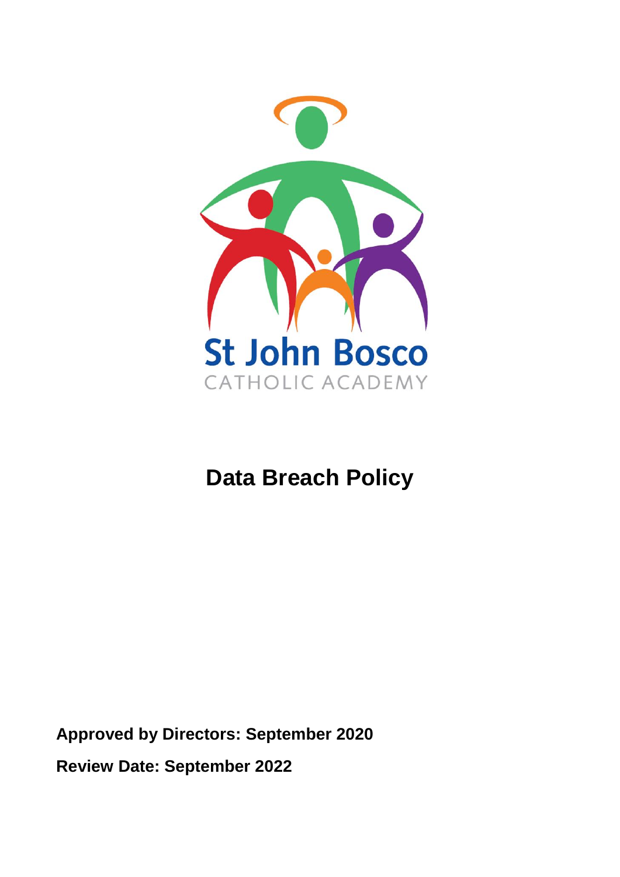St John Bosco

CATHOLIC ACADEMY

# Data Breach Policy

**Approved by Directors: September 2020**

**Review Date: September 2022**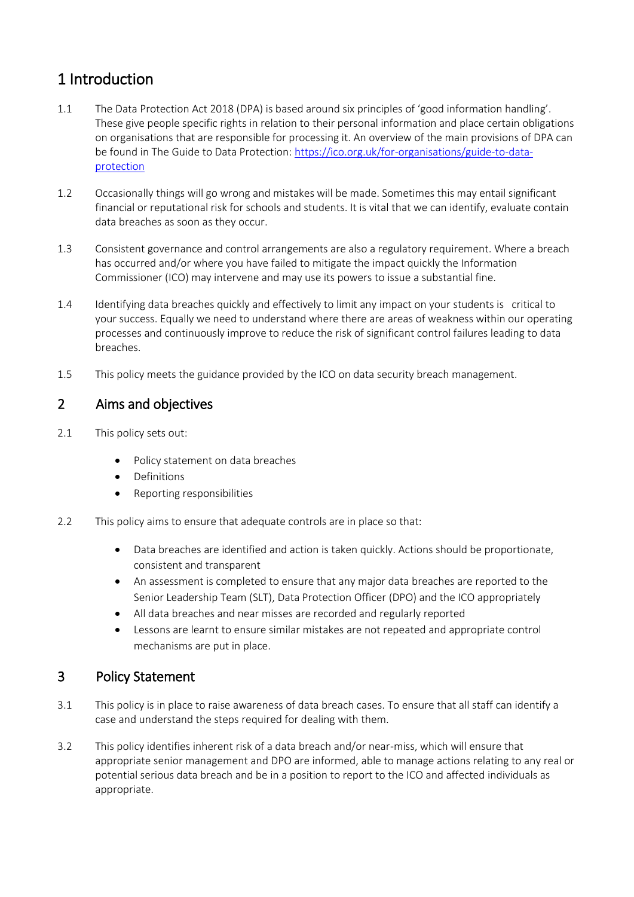# 1 Introduction

1.1 The Data Protection Act 2018 (DPA) is based around six principles of 'good information handling'. These give people specific rights in relation to their personal information and place certain obligations on organisations that are responsible for processing it. An overview of the main provisions of DPA can be found in The Guide to Data Protection: [https://ico.org.uk/for-organisations/guide-to-data-protection](https://ico.org.uk/for-organisations/guide-to-data-protection)

1.2 Occasionally things will go wrong and mistakes will be made. Sometimes this may entail significant financial or reputational risk for schools and students. It is vital that we can identify, evaluate contain data breaches as soon as they occur.

1.3 Consistent governance and control arrangements are also a regulatory requirement. Where a breach has occurred and/or where you have failed to mitigate the impact quickly the Information Commissioner (ICO) may intervene and may use its powers to issue a substantial fine.

1.4 Identifying data breaches quickly and effectively to limit any impact on your students is critical to your success. Equally we need to understand where there are areas of weakness within our operating processes and continuously improve to reduce the risk of significant control failures leading to data breaches.

1.5 This policy meets the guidance provided by the ICO on data security breach management.

# 2 Aims and objectives

2.1 This policy sets out:

- Policy statement on data breaches
- Definitions
- Reporting responsibilities

2.2 This policy aims to ensure that adequate controls are in place so that:

- Data breaches are identified and action is taken quickly. Actions should be proportionate, consistent and transparent
- An assessment is completed to ensure that any major data breaches are reported to the Senior Leadership Team (SLT), Data Protection Officer (DPO) and the ICO appropriately
- All data breaches and near misses are recorded and regularly reported
- Lessons are learnt to ensure similar mistakes are not repeated and appropriate control mechanisms are put in place.

# 3 Policy Statement

3.1 This policy is in place to raise awareness of data breach cases. To ensure that all staff can identify a case and understand the steps required for dealing with them.

3.2 This policy identifies inherent risk of a data breach and/or near-miss, which will ensure that appropriate senior management and DPO are informed, able to manage actions relating to any real or potential serious data breach and be in a position to report to the ICO and affected individuals as appropriate.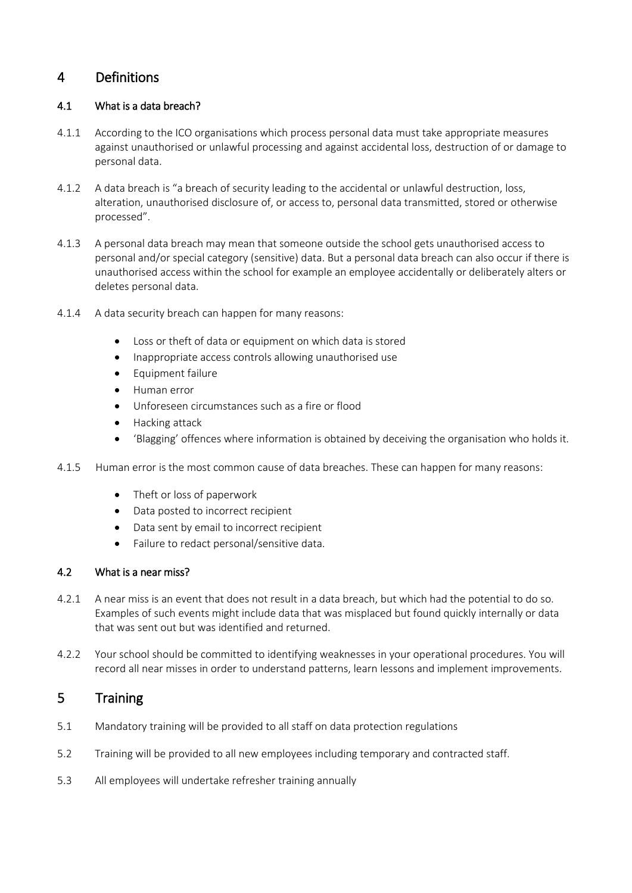## 4 Definitions

### 4.1 What is a data breach?

4.1.1 According to the ICO organisations which process personal data must take appropriate measures against unauthorised or unlawful processing and against accidental loss, destruction of or damage to personal data.

4.1.2 A data breach is "a breach of security leading to the accidental or unlawful destruction, loss, alteration, unauthorised disclosure of, or access to, personal data transmitted, stored or otherwise processed".

4.1.3 A personal data breach may mean that someone outside the school gets unauthorised access to personal and/or special category (sensitive) data. But a personal data breach can also occur if there is unauthorised access within the school for example an employee accidentally or deliberately alters or deletes personal data.

4.1.4 A data security breach can happen for many reasons:

- Loss or theft of data or equipment on which data is stored
- Inappropriate access controls allowing unauthorised use
- Equipment failure
- Human error
- Unforeseen circumstances such as a fire or flood
- Hacking attack
- 'Blagging' offences where information is obtained by deceiving the organisation who holds it.

4.1.5 Human error is the most common cause of data breaches. These can happen for many reasons:

- Theft or loss of paperwork
- Data posted to incorrect recipient
- Data sent by email to incorrect recipient
- Failure to redact personal/sensitive data.

### 4.2 What is a near miss?

4.2.1 A near miss is an event that does not result in a data breach, but which had the potential to do so. Examples of such events might include data that was misplaced but found quickly internally or data that was sent out but was identified and returned.

4.2.2 Your school should be committed to identifying weaknesses in your operational procedures. You will record all near misses in order to understand patterns, learn lessons and implement improvements.

## 5 Training

5.1 Mandatory training will be provided to all staff on data protection regulations

5.2 Training will be provided to all new employees including temporary and contracted staff.

5.3 All employees will undertake refresher training annually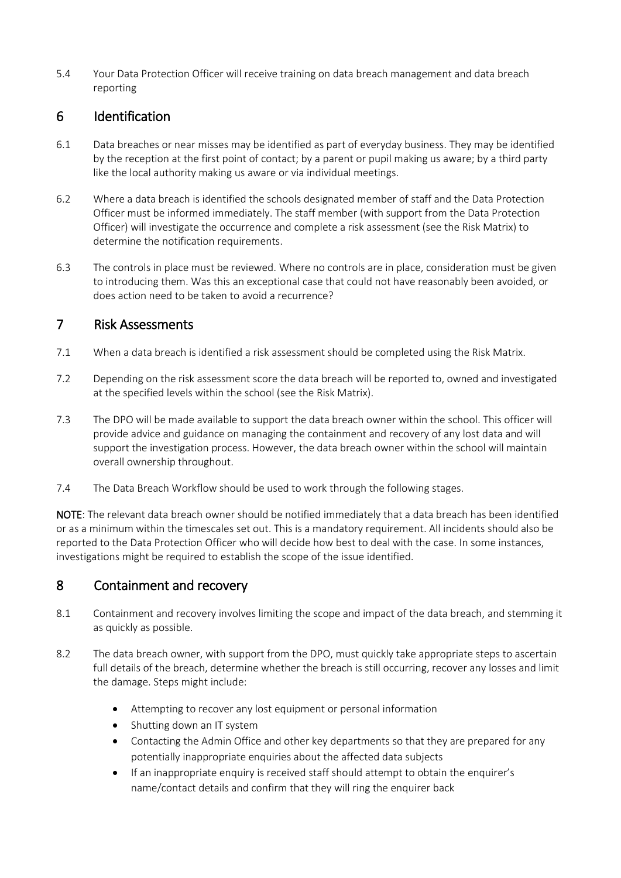5.4 Your Data Protection Officer will receive training on data breach management and data breach reporting

## 6 Identification

6.1 Data breaches or near misses may be identified as part of everyday business. They may be identified by the reception at the first point of contact; by a parent or pupil making us aware; by a third party like the local authority making us aware or via individual meetings.

6.2 Where a data breach is identified the schools designated member of staff and the Data Protection Officer must be informed immediately. The staff member (with support from the Data Protection Officer) will investigate the occurrence and complete a risk assessment (see the Risk Matrix) to determine the notification requirements.

6.3 The controls in place must be reviewed. Where no controls are in place, consideration must be given to introducing them. Was this an exceptional case that could not have reasonably been avoided, or does action need to be taken to avoid a recurrence?

## 7 Risk Assessments

7.1 When a data breach is identified a risk assessment should be completed using the Risk Matrix.

7.2 Depending on the risk assessment score the data breach will be reported to, owned and investigated at the specified levels within the school (see the Risk Matrix).

7.3 The DPO will be made available to support the data breach owner within the school. This officer will provide advice and guidance on managing the containment and recovery of any lost data and will support the investigation process. However, the data breach owner within the school will maintain overall ownership throughout.

7.4 The Data Breach Workflow should be used to work through the following stages.

**NOTE**: The relevant data breach owner should be notified immediately that a data breach has been identified or as a minimum within the timescales set out. This is a mandatory requirement. All incidents should also be reported to the Data Protection Officer who will decide how best to deal with the case. In some instances, investigations might be required to establish the scope of the issue identified.

## 8 Containment and recovery

8.1 Containment and recovery involves limiting the scope and impact of the data breach, and stemming it as quickly as possible.

8.2 The data breach owner, with support from the DPO, must quickly take appropriate steps to ascertain full details of the breach, determine whether the breach is still occurring, recover any losses and limit the damage. Steps might include:

- Attempting to recover any lost equipment or personal information
- Shutting down an IT system
- Contacting the Admin Office and other key departments so that they are prepared for any potentially inappropriate enquiries about the affected data subjects
- If an inappropriate enquiry is received staff should attempt to obtain the enquirer's name/contact details and confirm that they will ring the enquirer back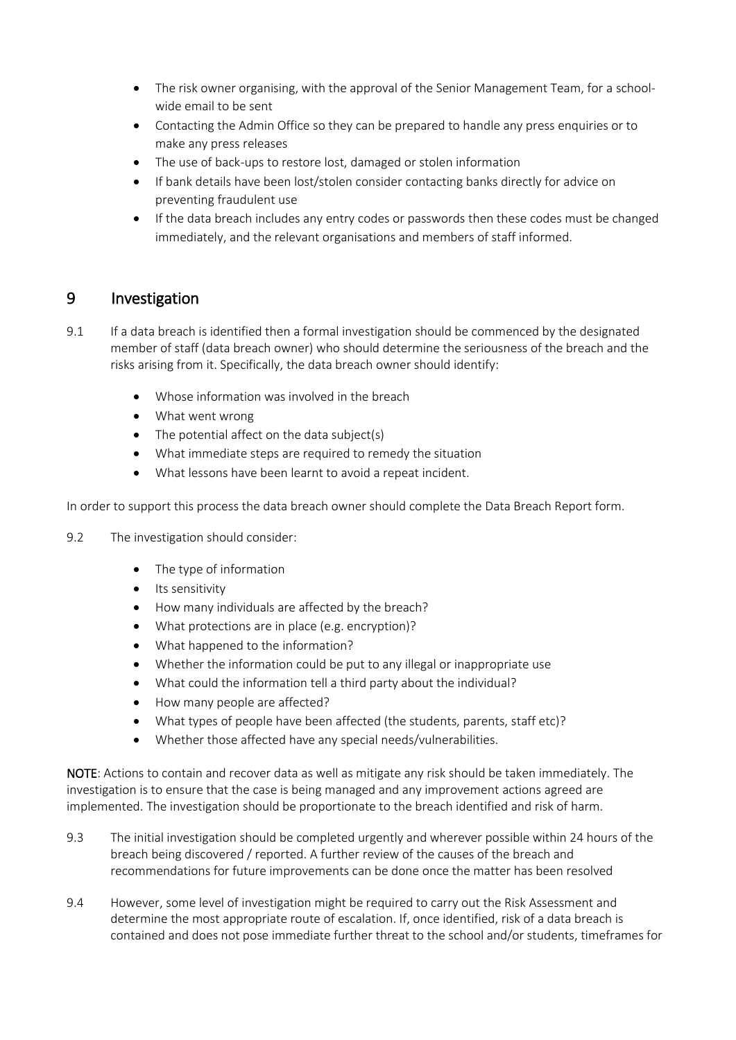- The risk owner organising, with the approval of the Senior Management Team, for a school-wide email to be sent
- Contacting the Admin Office so they can be prepared to handle any press enquiries or to make any press releases
- The use of back-ups to restore lost, damaged or stolen information
- If bank details have been lost/stolen consider contacting banks directly for advice on preventing fraudulent use
- If the data breach includes any entry codes or passwords then these codes must be changed immediately, and the relevant organisations and members of staff informed.

## 9 Investigation

9.1 If a data breach is identified then a formal investigation should be commenced by the designated member of staff (data breach owner) who should determine the seriousness of the breach and the risks arising from it. Specifically, the data breach owner should identify:

- Whose information was involved in the breach
- What went wrong
- The potential affect on the data subject(s)
- What immediate steps are required to remedy the situation
- What lessons have been learnt to avoid a repeat incident.

In order to support this process the data breach owner should complete the Data Breach Report form.

9.2 The investigation should consider:

- The type of information
- Its sensitivity
- How many individuals are affected by the breach?
- What protections are in place (e.g. encryption)?
- What happened to the information?
- Whether the information could be put to any illegal or inappropriate use
- What could the information tell a third party about the individual?
- How many people are affected?
- What types of people have been affected (the students, parents, staff etc)?
- Whether those affected have any special needs/vulnerabilities.

**NOTE**: Actions to contain and recover data as well as mitigate any risk should be taken immediately. The investigation is to ensure that the case is being managed and any improvement actions agreed are implemented. The investigation should be proportionate to the breach identified and risk of harm.

9.3 The initial investigation should be completed urgently and wherever possible within 24 hours of the breach being discovered / reported. A further review of the causes of the breach and recommendations for future improvements can be done once the matter has been resolved

9.4 However, some level of investigation might be required to carry out the Risk Assessment and determine the most appropriate route of escalation. If, once identified, risk of a data breach is contained and does not pose immediate further threat to the school and/or students, timeframes for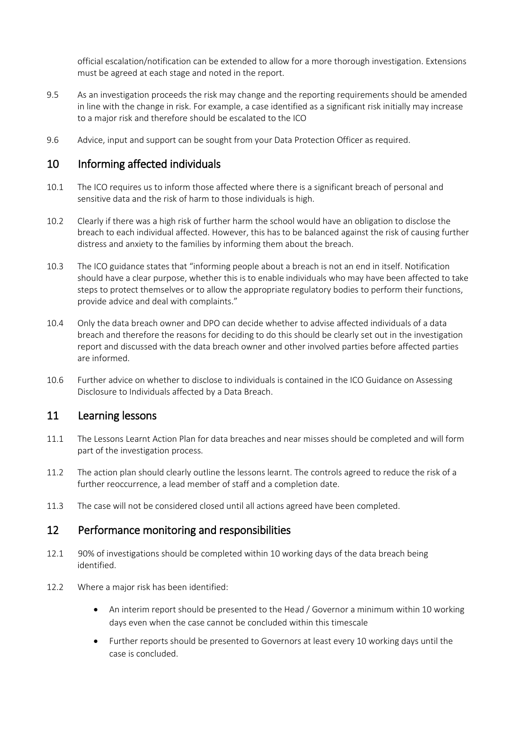official escalation/notification can be extended to allow for a more thorough investigation. Extensions must be agreed at each stage and noted in the report.

9.5 As an investigation proceeds the risk may change and the reporting requirements should be amended in line with the change in risk. For example, a case identified as a significant risk initially may increase to a major risk and therefore should be escalated to the ICO

9.6 Advice, input and support can be sought from your Data Protection Officer as required.

## 10 Informing affected individuals

10.1 The ICO requires us to inform those affected where there is a significant breach of personal and sensitive data and the risk of harm to those individuals is high.

10.2 Clearly if there was a high risk of further harm the school would have an obligation to disclose the breach to each individual affected. However, this has to be balanced against the risk of causing further distress and anxiety to the families by informing them about the breach.

10.3 The ICO guidance states that "informing people about a breach is not an end in itself. Notification should have a clear purpose, whether this is to enable individuals who may have been affected to take steps to protect themselves or to allow the appropriate regulatory bodies to perform their functions, provide advice and deal with complaints."

10.4 Only the data breach owner and DPO can decide whether to advise affected individuals of a data breach and therefore the reasons for deciding to do this should be clearly set out in the investigation report and discussed with the data breach owner and other involved parties before affected parties are informed.

10.6 Further advice on whether to disclose to individuals is contained in the ICO Guidance on Assessing Disclosure to Individuals affected by a Data Breach.

## 11 Learning lessons

11.1 The Lessons Learnt Action Plan for data breaches and near misses should be completed and will form part of the investigation process.

11.2 The action plan should clearly outline the lessons learnt. The controls agreed to reduce the risk of a further reoccurrence, a lead member of staff and a completion date.

11.3 The case will not be considered closed until all actions agreed have been completed.

## 12 Performance monitoring and responsibilities

12.1 90% of investigations should be completed within 10 working days of the data breach being identified.

12.2 Where a major risk has been identified:

- An interim report should be presented to the Head / Governor a minimum within 10 working days even when the case cannot be concluded within this timescale
- Further reports should be presented to Governors at least every 10 working days until the case is concluded.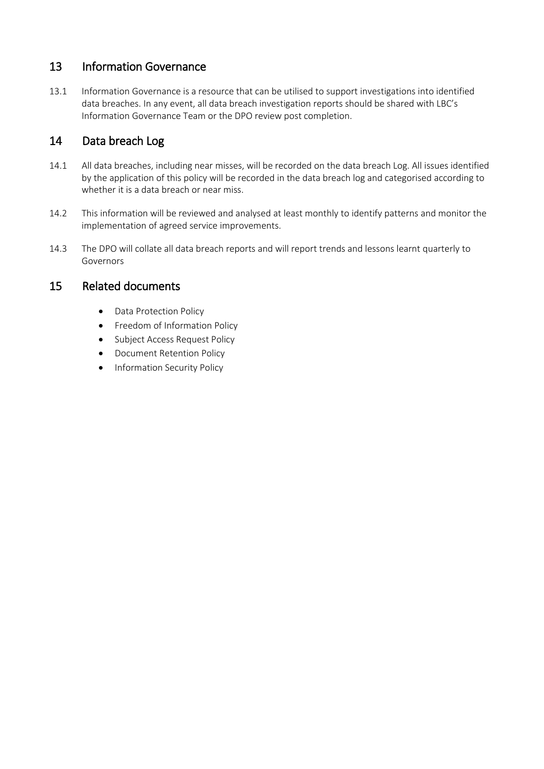## 13 Information Governance

13.1 Information Governance is a resource that can be utilised to support investigations into identified data breaches. In any event, all data breach investigation reports should be shared with LBC's Information Governance Team or the DPO review post completion.

## 14 Data breach Log

14.1 All data breaches, including near misses, will be recorded on the data breach Log. All issues identified by the application of this policy will be recorded in the data breach log and categorised according to whether it is a data breach or near miss.

14.2 This information will be reviewed and analysed at least monthly to identify patterns and monitor the implementation of agreed service improvements.

14.3 The DPO will collate all data breach reports and will report trends and lessons learnt quarterly to Governors

## 15 Related documents

- Data Protection Policy
- Freedom of Information Policy
- Subject Access Request Policy
- Document Retention Policy
- Information Security Policy